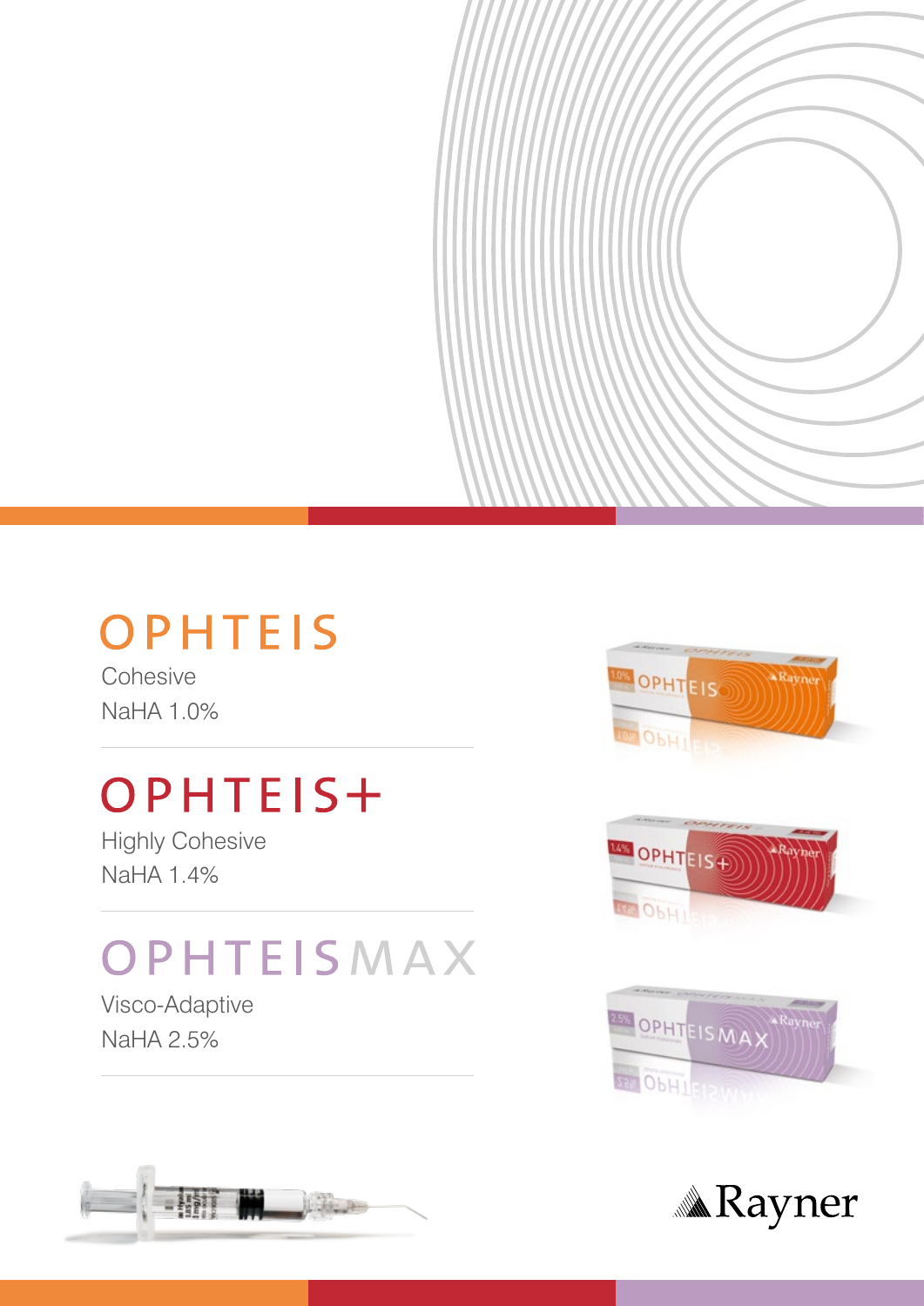# OPHTEIS

Cohesive

NaHA 1.0%

# OPHTEIS+

Highly Cohesive

NaHA 1.4%

# OPHTEISMAX

Visco-Adaptive

NaHA 2.5%

Rayner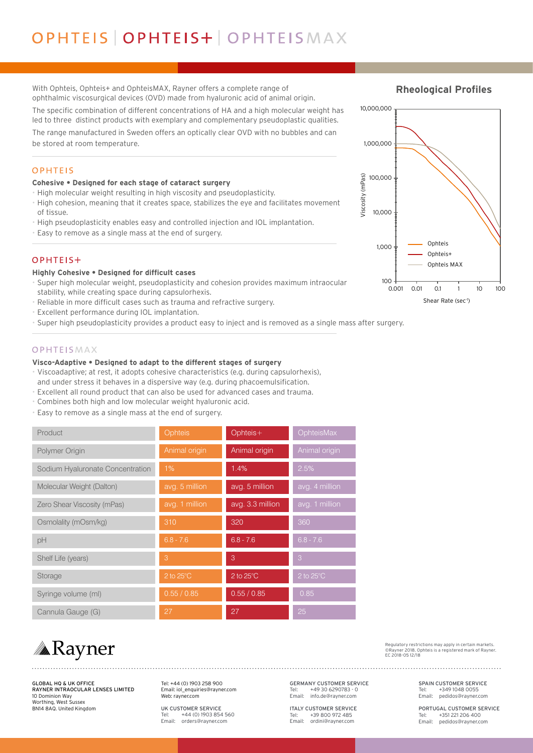# OPHTEIS | OPHTEIS+ | OPHTEISMAX

With Ophteis, Ophteis+ and OphteisMAX, Rayner offers a complete range of ophthalmic viscosurgical devices (OVD) made from hyaluronic acid of animal origin.

The specific combination of different concentrations of HA and a high molecular weight has led to three distinct products with exemplary and complementary pseudoplastic qualities.

The range manufactured in Sweden offers an optically clear OVD with no bubbles and can be stored at room temperature.

## OPHTEIS

**Cohesive • Designed for each stage of cataract surgery**

- High molecular weight resulting in high viscosity and pseudoplasticity.
- High cohesion, meaning that it creates space, stabilizes the eye and facilitates movement of tissue.
- High pseudoplasticity enables easy and controlled injection and IOL implantation.
- Easy to remove as a single mass at the end of surgery.

## OPHTEIS+

**Highly Cohesive • Designed for difficult cases**

- Super high molecular weight, pseudoplasticity and cohesion provides maximum intraocular stability, while creating space during capsulorhexis.
- Reliable in more difficult cases such as trauma and refractive surgery.
- Excellent performance during IOL implantation.
- Super high pseudoplasticity provides a product easy to inject and is removed as a single mass after surgery.

## OPHTEISMAX

**Visco-Adaptive • Designed to adapt to the different stages of surgery**

- Viscoadaptive; at rest, it adopts cohesive characteristics (e.g. during capsulorhexis), and under stress it behaves in a dispersive way (e.g. during phacoemulsification.
- Excellent all round product that can also be used for advanced cases and trauma.
- Combines both high and low molecular weight hyaluronic acid.
- Easy to remove as a single mass at the end of surgery.

## Rheological Profiles

Viscosity (mPas)
10,000,000
1,000,000
100,000
10,000
1,000
100

Shear Rate (sec⁻¹)
0.001
0.01
0.1
1
10
100

Ophteis
Ophteis+
Ophteis MAX

| Product | Ophteis | Ophteis+ | OphteisMax |
|---|---|---|---|
| Polymer Origin | Animal origin | Animal origin | Animal origin |
| Sodium Hyaluronate Concentration | 1% | 1.4% | 2.5% |
| Molecular Weight (Dalton) | avg. 5 million | avg. 5 million | avg. 4 million |
| Zero Shear Viscosity (mPas) | avg. 1 million | avg. 3.3 million | avg. 1 million |
| Osmolality (mOsm/kg) | 310 | 320 | 360 |
| pH | 6.8 - 7.6 | 6.8 - 7.6 | 6.8 - 7.6 |
| Shelf Life (years) | 3 | 3 | 3 |
| Storage | 2 to 25°C | 2 to 25°C | 2 to 25°C |
| Syringe volume (ml) | 0.55 / 0.85 | 0.55 / 0.85 | 0.85 |
| Cannula Gauge (G) | 27 | 27 | 25 |

Rayner

Regulatory restrictions may apply in certain markets.
©Rayner 2018. Ophteis is a registered mark of Rayner.
EC 2018-05 12/18

GLOBAL HQ & UK OFFICE
RAYNER INTRAOCULAR LENSES LIMITED
10 Dominion Way
Worthing, West Sussex
BN14 8AQ. United Kingdom

Tel: +44 (0) 1903 258 900
Email: iol_enquiries@rayner.com
Web: rayner.com

UK CUSTOMER SERVICE
Tel: +44 (0) 1903 854 560
Email: orders@rayner.com

GERMANY CUSTOMER SERVICE
Tel: +49 30 6290783 - 0
Email: info.de@rayner.com

ITALY CUSTOMER SERVICE
Tel: +39 800 972 485
Email: ordini@rayner.com

SPAIN CUSTOMER SERVICE
Tel: +349 1048 0055
Email: pedidos@rayner.com

PORTUGAL CUSTOMER SERVICE
Tel: +351 221 206 400
Email: pedidos@rayner.com